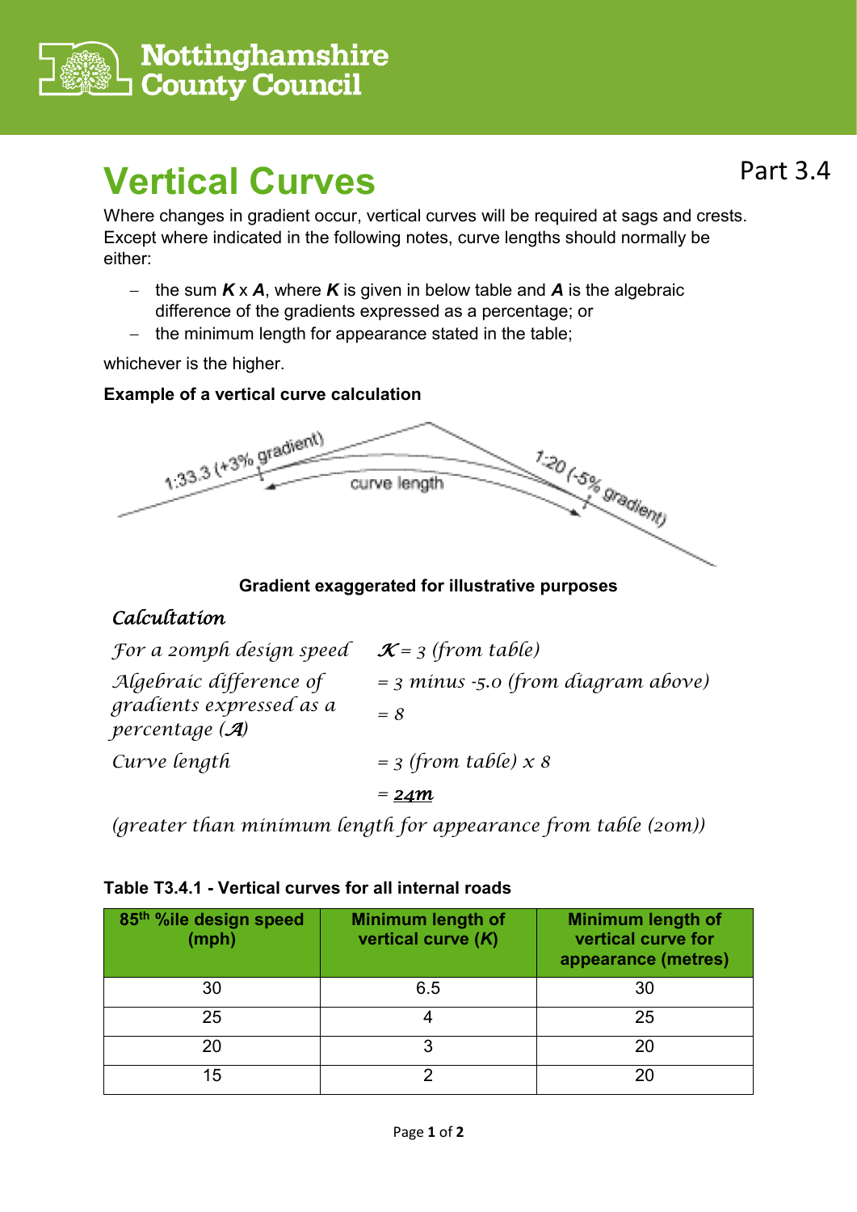Nottinghamshire County Council

Part 3.4

# Vertical Curves

Where changes in gradient occur, vertical curves will be required at sags and crests. Except where indicated in the following notes, curve lengths should normally be either:

- the sum ***K*** x ***A***, where ***K*** is given in below table and ***A*** is the algebraic difference of the gradients expressed as a percentage; or
- the minimum length for appearance stated in the table;

whichever is the higher.

**Example of a vertical curve calculation**

1:33.3 (+3% gradient)

curve length

1:20 (-5% gradient)

**Gradient exaggerated for illustrative purposes**

*Calculation*

| | |
|---|---|
| *For a 20mph design speed* | *K = 3 (from table)* |
| *Algebraic difference of gradients expressed as a percentage (A)* | *= 3 minus -5.0 (from diagram above)*<br>*= 8* |
| *Curve length* | *= 3 (from table) x 8*<br>*= **24m*** |

*(greater than minimum length for appearance from table (20m))*

**Table T3.4.1 - Vertical curves for all internal roads**

| 85th %ile design speed (mph) | Minimum length of vertical curve (*K*) | Minimum length of vertical curve for appearance (metres) |
|---|---|---|
| 30 | 6.5 | 30 |
| 25 | 4 | 25 |
| 20 | 3 | 20 |
| 15 | 2 | 20 |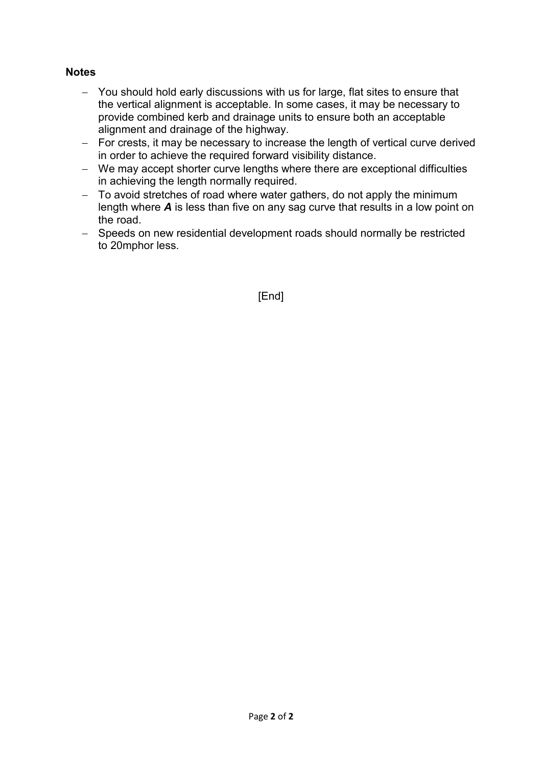**Notes**

- You should hold early discussions with us for large, flat sites to ensure that the vertical alignment is acceptable. In some cases, it may be necessary to provide combined kerb and drainage units to ensure both an acceptable alignment and drainage of the highway.
- For crests, it may be necessary to increase the length of vertical curve derived in order to achieve the required forward visibility distance.
- We may accept shorter curve lengths where there are exceptional difficulties in achieving the length normally required.
- To avoid stretches of road where water gathers, do not apply the minimum length where ***A*** is less than five on any sag curve that results in a low point on the road.
- Speeds on new residential development roads should normally be restricted to 20mphor less.

[End]